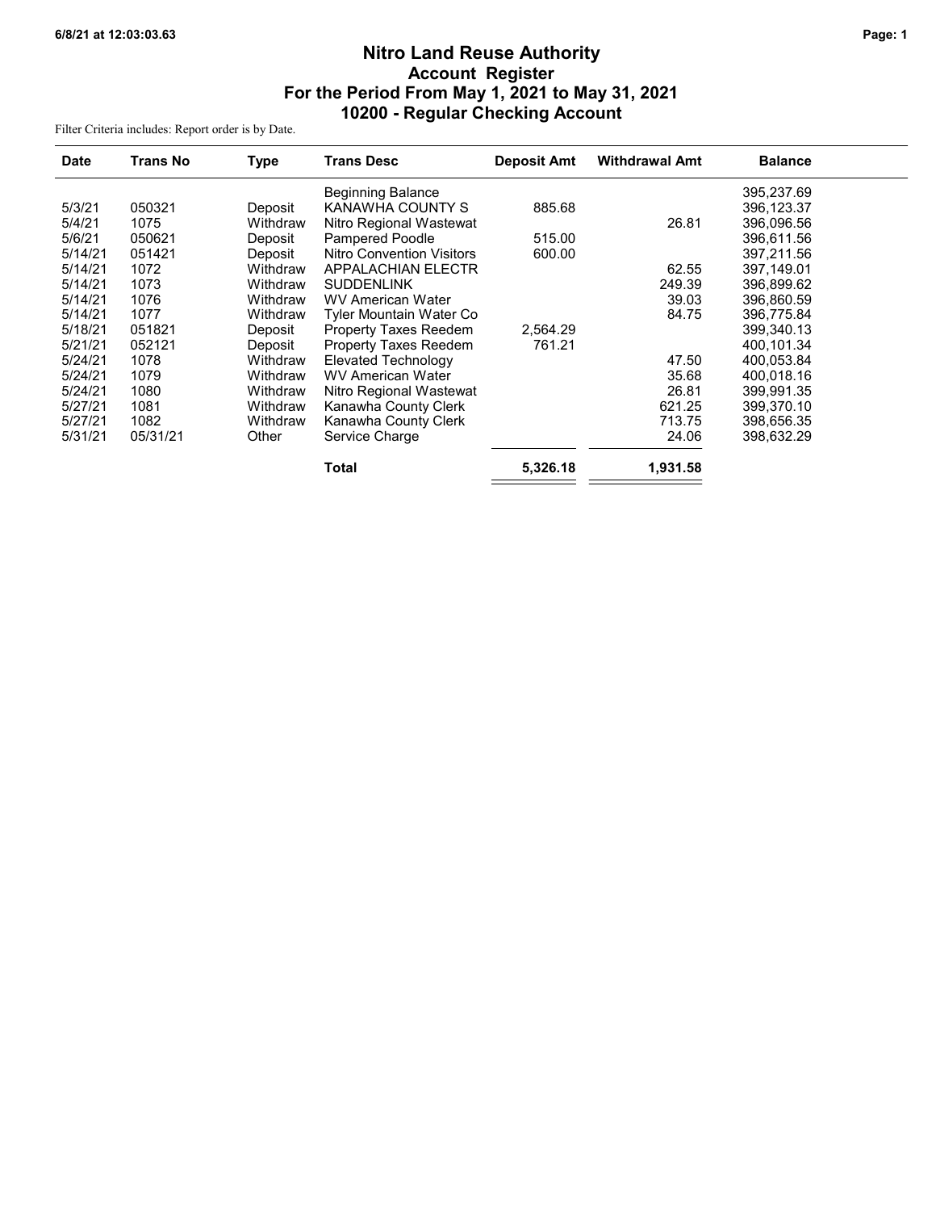# Nitro Land Reuse Authority
## Account Register
## For the Period From May 1, 2021 to May 31, 2021
## 10200 - Regular Checking Account

Filter Criteria includes: Report order is by Date.

| Date | Trans No | Type | Trans Desc | Deposit Amt | Withdrawal Amt | Balance |
|---|---|---|---|---|---|---|
| | | | Beginning Balance | | | 395,237.69 |
| 5/3/21 | 050321 | Deposit | KANAWHA COUNTY S | 885.68 | | 396,123.37 |
| 5/4/21 | 1075 | Withdraw | Nitro Regional Wastewat | | 26.81 | 396,096.56 |
| 5/6/21 | 050621 | Deposit | Pampered Poodle | 515.00 | | 396,611.56 |
| 5/14/21 | 051421 | Deposit | Nitro Convention Visitors | 600.00 | | 397,211.56 |
| 5/14/21 | 1072 | Withdraw | APPALACHIAN ELECTR | | 62.55 | 397,149.01 |
| 5/14/21 | 1073 | Withdraw | SUDDENLINK | | 249.39 | 396,899.62 |
| 5/14/21 | 1076 | Withdraw | WV American Water | | 39.03 | 396,860.59 |
| 5/14/21 | 1077 | Withdraw | Tyler Mountain Water Co | | 84.75 | 396,775.84 |
| 5/18/21 | 051821 | Deposit | Property Taxes Reedem | 2,564.29 | | 399,340.13 |
| 5/21/21 | 052121 | Deposit | Property Taxes Reedem | 761.21 | | 400,101.34 |
| 5/24/21 | 1078 | Withdraw | Elevated Technology | | 47.50 | 400,053.84 |
| 5/24/21 | 1079 | Withdraw | WV American Water | | 35.68 | 400,018.16 |
| 5/24/21 | 1080 | Withdraw | Nitro Regional Wastewat | | 26.81 | 399,991.35 |
| 5/27/21 | 1081 | Withdraw | Kanawha County Clerk | | 621.25 | 399,370.10 |
| 5/27/21 | 1082 | Withdraw | Kanawha County Clerk | | 713.75 | 398,656.35 |
| 5/31/21 | 05/31/21 | Other | Service Charge | | 24.06 | 398,632.29 |
| | | | **Total** | **5,326.18** | **1,931.58** | |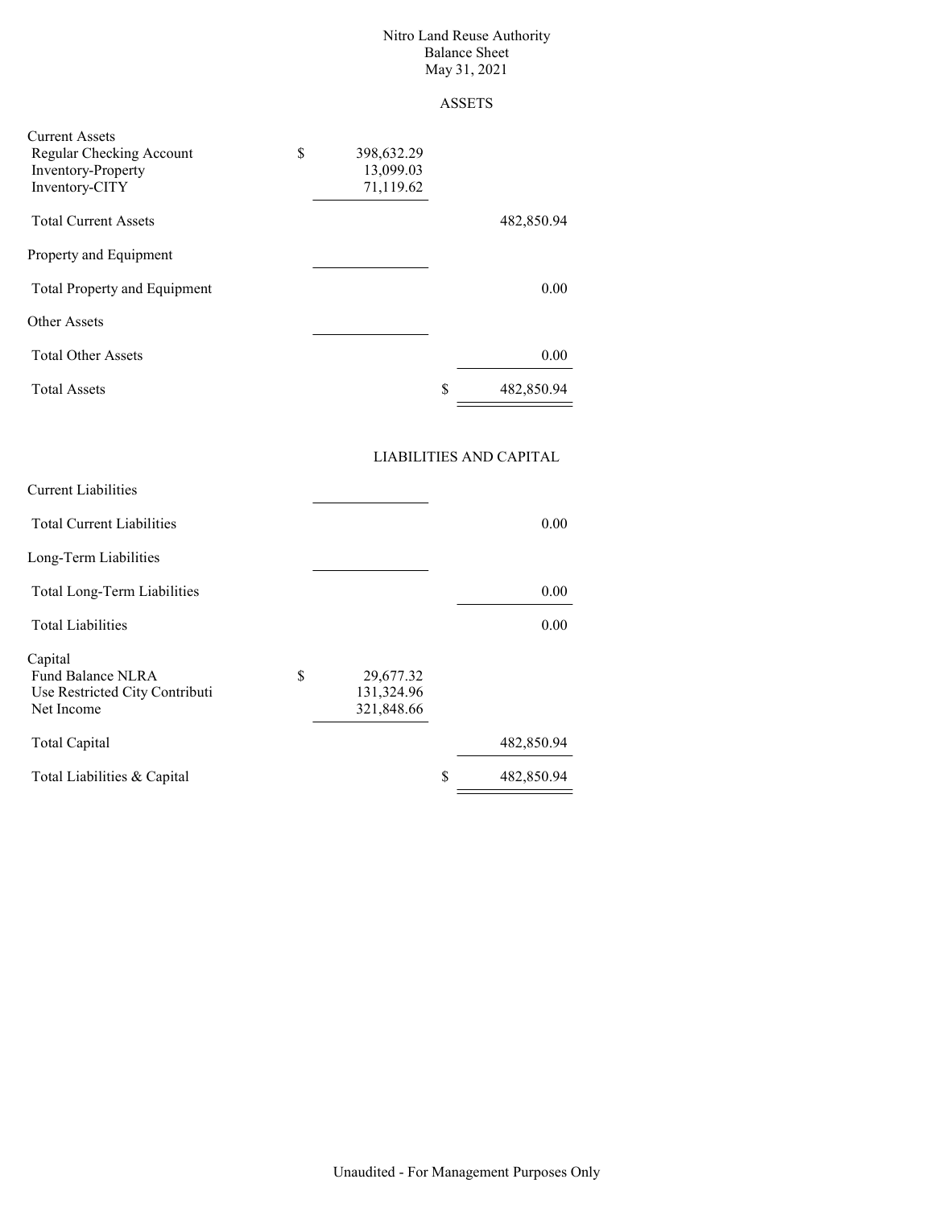# Nitro Land Reuse Authority
## Balance Sheet
### May 31, 2021

### ASSETS

| | | |
|---|---|---|
| **Current Assets** | | |
| Regular Checking Account | $ 398,632.29 | |
| Inventory-Property | 13,099.03 | |
| Inventory-CITY | 71,119.62 | |
| Total Current Assets | | 482,850.94 |
| **Property and Equipment** | | |
| Total Property and Equipment | | 0.00 |
| **Other Assets** | | |
| Total Other Assets | | 0.00 |
| Total Assets | | $ 482,850.94 |

### LIABILITIES AND CAPITAL

| | | |
|---|---|---|
| **Current Liabilities** | | |
| Total Current Liabilities | | 0.00 |
| **Long-Term Liabilities** | | |
| Total Long-Term Liabilities | | 0.00 |
| Total Liabilities | | 0.00 |
| **Capital** | | |
| Fund Balance NLRA | $ 29,677.32 | |
| Use Restricted City Contributi | 131,324.96 | |
| Net Income | 321,848.66 | |
| Total Capital | | 482,850.94 |
| Total Liabilities & Capital | | $ 482,850.94 |

Unaudited - For Management Purposes Only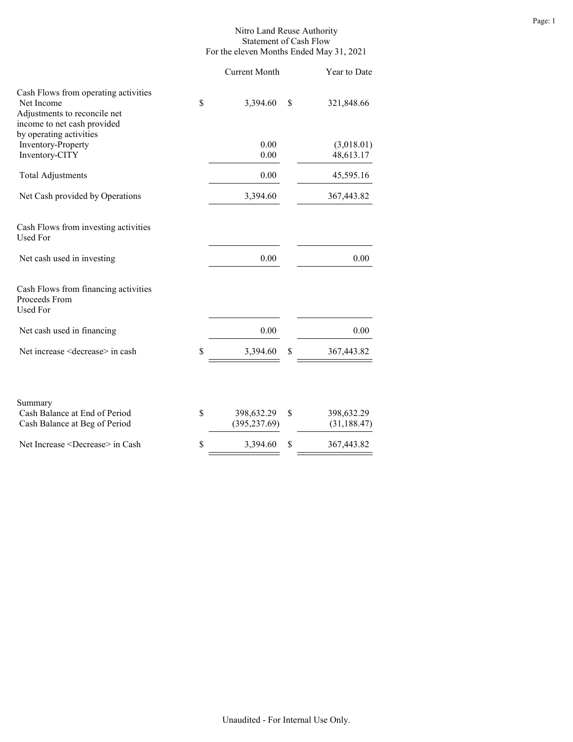# Nitro Land Reuse Authority
## Statement of Cash Flow
### For the eleven Months Ended May 31, 2021

| | Current Month | Year to Date |
|---|---|---|
| **Cash Flows from operating activities** | | |
| Net Income | $ 3,394.60 | $ 321,848.66 |
| Adjustments to reconcile net income to net cash provided by operating activities | | |
| Inventory-Property | 0.00 | (3,018.01) |
| Inventory-CITY | 0.00 | 48,613.17 |
| Total Adjustments | 0.00 | 45,595.16 |
| Net Cash provided by Operations | 3,394.60 | 367,443.82 |
| **Cash Flows from investing activities** | | |
| Used For | | |
| Net cash used in investing | 0.00 | 0.00 |
| **Cash Flows from financing activities** | | |
| Proceeds From | | |
| Used For | | |
| Net cash used in financing | 0.00 | 0.00 |
| Net increase <decrease> in cash | $ 3,394.60 | $ 367,443.82 |

| Summary | Current Month | Year to Date |
|---|---|---|
| Cash Balance at End of Period | $ 398,632.29 | $ 398,632.29 |
| Cash Balance at Beg of Period | (395,237.69) | (31,188.47) |
| Net Increase <Decrease> in Cash | $ 3,394.60 | $ 367,443.82 |

Unaudited - For Internal Use Only.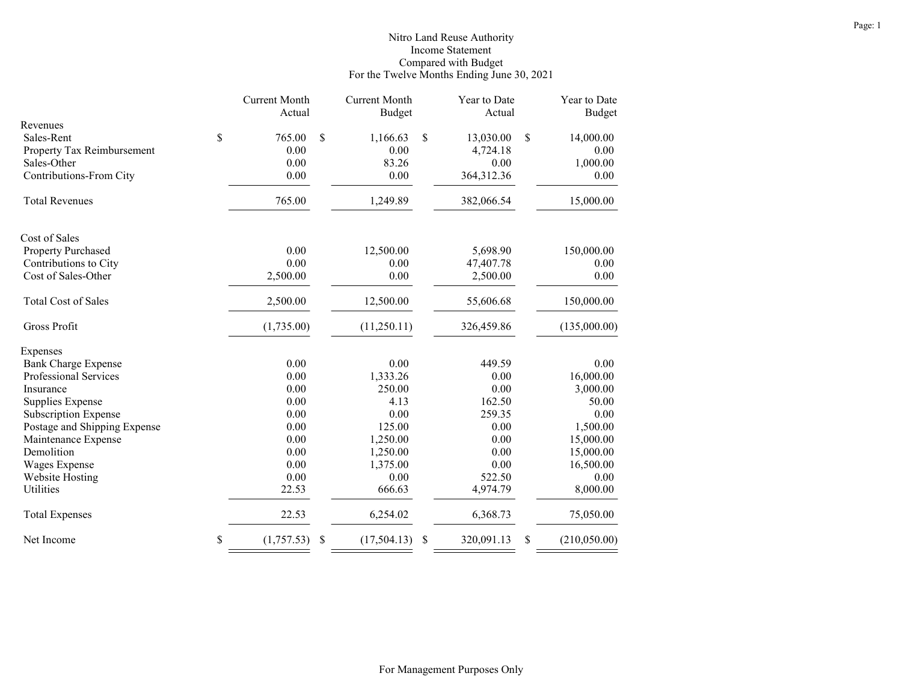Nitro Land Reuse Authority
Income Statement
Compared with Budget
For the Twelve Months Ending June 30, 2021

| | Current Month Actual | Current Month Budget | Year to Date Actual | Year to Date Budget |
|---|---|---|---|---|
| **Revenues** | | | | |
| Sales-Rent | $ 765.00 | $ 1,166.63 | $ 13,030.00 | $ 14,000.00 |
| Property Tax Reimbursement | 0.00 | 0.00 | 4,724.18 | 0.00 |
| Sales-Other | 0.00 | 83.26 | 0.00 | 1,000.00 |
| Contributions-From City | 0.00 | 0.00 | 364,312.36 | 0.00 |
| Total Revenues | 765.00 | 1,249.89 | 382,066.54 | 15,000.00 |
| **Cost of Sales** | | | | |
| Property Purchased | 0.00 | 12,500.00 | 5,698.90 | 150,000.00 |
| Contributions to City | 0.00 | 0.00 | 47,407.78 | 0.00 |
| Cost of Sales-Other | 2,500.00 | 0.00 | 2,500.00 | 0.00 |
| Total Cost of Sales | 2,500.00 | 12,500.00 | 55,606.68 | 150,000.00 |
| Gross Profit | (1,735.00) | (11,250.11) | 326,459.86 | (135,000.00) |
| **Expenses** | | | | |
| Bank Charge Expense | 0.00 | 0.00 | 449.59 | 0.00 |
| Professional Services | 0.00 | 1,333.26 | 0.00 | 16,000.00 |
| Insurance | 0.00 | 250.00 | 0.00 | 3,000.00 |
| Supplies Expense | 0.00 | 4.13 | 162.50 | 50.00 |
| Subscription Expense | 0.00 | 0.00 | 259.35 | 0.00 |
| Postage and Shipping Expense | 0.00 | 125.00 | 0.00 | 1,500.00 |
| Maintenance Expense | 0.00 | 1,250.00 | 0.00 | 15,000.00 |
| Demolition | 0.00 | 1,250.00 | 0.00 | 15,000.00 |
| Wages Expense | 0.00 | 1,375.00 | 0.00 | 16,500.00 |
| Website Hosting | 0.00 | 0.00 | 522.50 | 0.00 |
| Utilities | 22.53 | 666.63 | 4,974.79 | 8,000.00 |
| Total Expenses | 22.53 | 6,254.02 | 6,368.73 | 75,050.00 |
| Net Income | $ (1,757.53) | $ (17,504.13) | $ 320,091.13 | $ (210,050.00) |

For Management Purposes Only